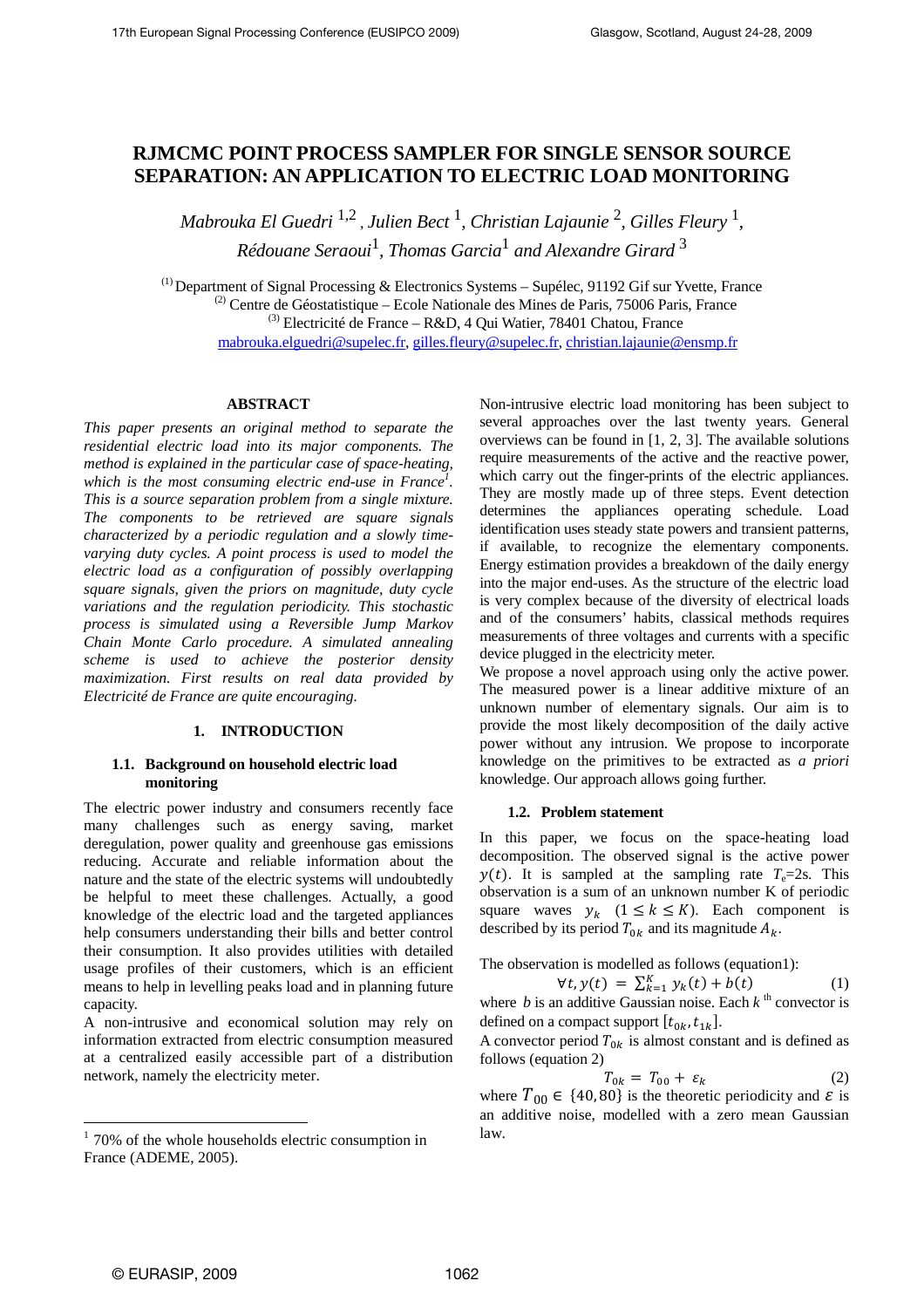# RJMCMC POINT PROCESS SAMPLER FOR SINGLE SENSOR SOURCE SEPARATION: AN APPLICATION TO ELECTRIC LOAD MONITORING

*Mabrouka El Guedri* [1,2], *Julien Bect* [1], *Christian Lajaunie* [2], *Gilles Fleury* [1], *Rédouane Seraoui*[1], *Thomas Garcia*[1] *and Alexandre Girard* [3]

(1) Department of Signal Processing & Electronics Systems – Supélec, 91192 Gif sur Yvette, France
(2) Centre de Géostatistique – Ecole Nationale des Mines de Paris, 75006 Paris, France
(3) Electricité de France – R&D, 4 Qui Watier, 78401 Chatou, France
mabrouka.elguedri@supelec.fr, gilles.fleury@supelec.fr, christian.lajaunie@ensmp.fr

### ABSTRACT

*This paper presents an original method to separate the residential electric load into its major components. The method is explained in the particular case of space-heating, which is the most consuming electric end-use in France[1]. This is a source separation problem from a single mixture. The components to be retrieved are square signals characterized by a periodic regulation and a slowly time-varying duty cycles. A point process is used to model the electric load as a configuration of possibly overlapping square signals, given the priors on magnitude, duty cycle variations and the regulation periodicity. This stochastic process is simulated using a Reversible Jump Markov Chain Monte Carlo procedure. A simulated annealing scheme is used to achieve the posterior density maximization. First results on real data provided by Electricité de France are quite encouraging.*

## 1. INTRODUCTION

### 1.1. Background on household electric load monitoring

The electric power industry and consumers recently face many challenges such as energy saving, market deregulation, power quality and greenhouse gas emissions reducing. Accurate and reliable information about the nature and the state of the electric systems will undoubtedly be helpful to meet these challenges. Actually, a good knowledge of the electric load and the targeted appliances help consumers understanding their bills and better control their consumption. It also provides utilities with detailed usage profiles of their customers, which is an efficient means to help in levelling peaks load and in planning future capacity.

A non-intrusive and economical solution may rely on information extracted from electric consumption measured at a centralized easily accessible part of a distribution network, namely the electricity meter.

Non-intrusive electric load monitoring has been subject to several approaches over the last twenty years. General overviews can be found in [1, 2, 3]. The available solutions require measurements of the active and the reactive power, which carry out the finger-prints of the electric appliances. They are mostly made up of three steps. Event detection determines the appliances operating schedule. Load identification uses steady state powers and transient patterns, if available, to recognize the elementary components. Energy estimation provides a breakdown of the daily energy into the major end-uses. As the structure of the electric load is very complex because of the diversity of electrical loads and of the consumers' habits, classical methods requires measurements of three voltages and currents with a specific device plugged in the electricity meter.

We propose a novel approach using only the active power. The measured power is a linear additive mixture of an unknown number of elementary signals. Our aim is to provide the most likely decomposition of the daily active power without any intrusion. We propose to incorporate knowledge on the primitives to be extracted as *a priori* knowledge. Our approach allows going further.

### 1.2. Problem statement

In this paper, we focus on the space-heating load decomposition. The observed signal is the active power $y(t)$. It is sampled at the sampling rate $T_e$=2s. This observation is a sum of an unknown number K of periodic square waves $y_k$ $(1 \leq k \leq K)$. Each component is described by its period $T_{0k}$ and its magnitude $A_k$.

The observation is modelled as follows (equation1):

$$\forall t, y(t) = \sum_{k=1}^{K} y_k(t) + b(t) \tag{1}$$

where $b$ is an additive Gaussian noise. Each $k$ th convector is defined on a compact support $[t_{0k}, t_{1k}]$.

A convector period $T_{0k}$ is almost constant and is defined as follows (equation 2)

$$T_{0k} = T_{00} + \varepsilon_k \tag{2}$$

where $T_{00} \in \{40, 80\}$ is the theoretic periodicity and $\varepsilon$ is an additive noise, modelled with a zero mean Gaussian law.

---

[1] 70% of the whole households electric consumption in France (ADEME, 2005).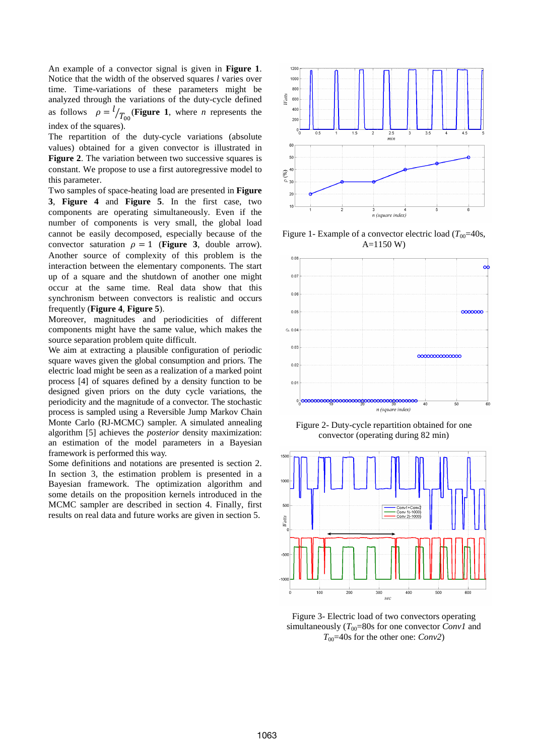An example of a convector signal is given in **Figure 1**. Notice that the width of the observed squares $l$ varies over time. Time-variations of these parameters might be analyzed through the variations of the duty-cycle defined as follows $\rho = {}^{l}/_{T_{00}}$ (**Figure 1**, where $n$ represents the index of the squares).

The repartition of the duty-cycle variations (absolute values) obtained for a given convector is illustrated in **Figure 2**. The variation between two successive squares is constant. We propose to use a first autoregressive model to this parameter.

Two samples of space-heating load are presented in **Figure 3**, **Figure 4** and **Figure 5**. In the first case, two components are operating simultaneously. Even if the number of components is very small, the global load cannot be easily decomposed, especially because of the convector saturation $\rho = 1$ (**Figure 3**, double arrow). Another source of complexity of this problem is the interaction between the elementary components. The start up of a square and the shutdown of another one might occur at the same time. Real data show that this synchronism between convectors is realistic and occurs frequently (**Figure 4**, **Figure 5**).

Moreover, magnitudes and periodicities of different components might have the same value, which makes the source separation problem quite difficult.

We aim at extracting a plausible configuration of periodic square waves given the global consumption and priors. The electric load might be seen as a realization of a marked point process [4] of squares defined by a density function to be designed given priors on the duty cycle variations, the periodicity and the magnitude of a convector. The stochastic process is sampled using a Reversible Jump Markov Chain Monte Carlo (RJ-MCMC) sampler. A simulated annealing algorithm [5] achieves the *posterior* density maximization: an estimation of the model parameters in a Bayesian framework is performed this way.

Some definitions and notations are presented is section 2. In section 3, the estimation problem is presented in a Bayesian framework. The optimization algorithm and some details on the proposition kernels introduced in the MCMC sampler are described in section 4. Finally, first results on real data and future works are given in section 5.

Figure 1- Example of a convector electric load ($T_{00}$=40s, A=1150 W)

Figure 2- Duty-cycle repartition obtained for one convector (operating during 82 min)

Figure 3- Electric load of two convectors operating simultaneously ($T_{00}$=80s for one convector *Conv1* and $T_{00}$=40s for the other one: *Conv2*)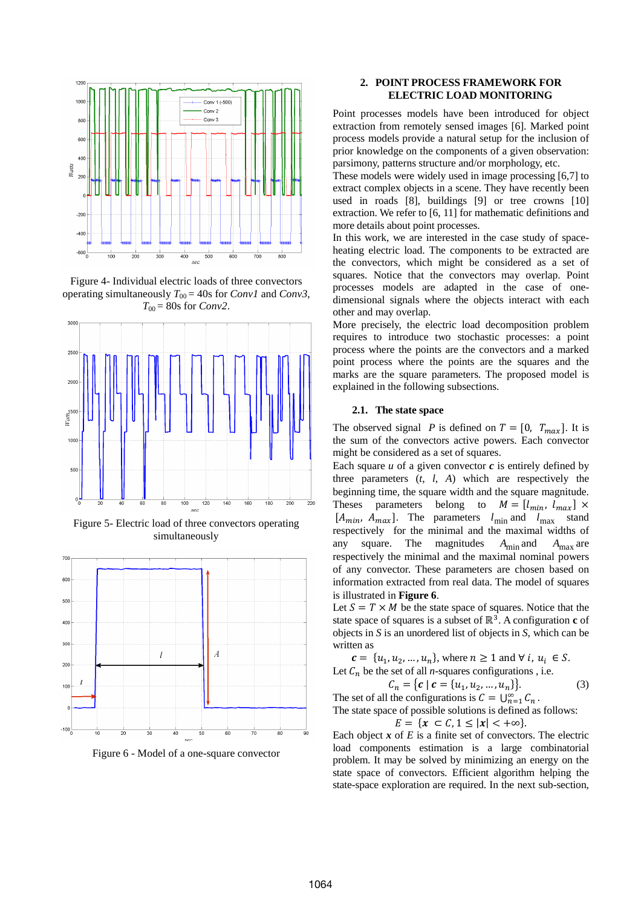Figure 4- Individual electric loads of three convectors operating simultaneously $T_{00}$ = 40s for *Conv1* and *Conv3*, $T_{00}$ = 80s for *Conv2*.

Figure 5- Electric load of three convectors operating simultaneously

Figure 6 - Model of a one-square convector

## 2. POINT PROCESS FRAMEWORK FOR ELECTRIC LOAD MONITORING

Point processes models have been introduced for object extraction from remotely sensed images [6]. Marked point process models provide a natural setup for the inclusion of prior knowledge on the components of a given observation: parsimony, patterns structure and/or morphology, etc.

These models were widely used in image processing [6,7] to extract complex objects in a scene. They have recently been used in roads [8], buildings [9] or tree crowns [10] extraction. We refer to [6, 11] for mathematic definitions and more details about point processes.

In this work, we are interested in the case study of space-heating electric load. The components to be extracted are the convectors, which might be considered as a set of squares. Notice that the convectors may overlap. Point processes models are adapted in the case of one-dimensional signals where the objects interact with each other and may overlap.

More precisely, the electric load decomposition problem requires to introduce two stochastic processes: a point process where the points are the convectors and a marked point process where the points are the squares and the marks are the square parameters. The proposed model is explained in the following subsections.

### 2.1. The state space

The observed signal $P$ is defined on $T = [0,\ T_{max}]$. It is the sum of the convectors active powers. Each convector might be considered as a set of squares.

Each square $u$ of a given convector $\boldsymbol{c}$ is entirely defined by three parameters $(t,\ l,\ A)$ which are respectively the beginning time, the square width and the square magnitude. Theses parameters belong to $M = [l_{min},\ l_{max}] \times [A_{min},\ A_{max}]$. The parameters $l_{\min}$ and $l_{\max}$ stand respectively for the minimal and the maximal widths of any square. The magnitudes $A_{\min}$ and $A_{\max}$ are respectively the minimal and the maximal nominal powers of any convector. These parameters are chosen based on information extracted from real data. The model of squares is illustrated in **Figure 6**.

Let $S = T \times M$ be the state space of squares. Notice that the state space of squares is a subset of $\mathbb{R}^3$. A configuration **c** of objects in $S$ is an unordered list of objects in $S$, which can be written as

$$\boldsymbol{c} = \{u_1, u_2, \dots, u_n\}, \text{ where } n \geq 1 \text{ and } \forall\, i,\ u_i \in S.$$

Let $C_n$ be the set of all $n$-squares configurations , i.e.

$$C_n = \{\boldsymbol{c} \mid \boldsymbol{c} = \{u_1, u_2, \dots, u_n\}\}. \tag{3}$$

The set of all the configurations is $C = \bigcup_{n=1}^{\infty} C_n$.

The state space of possible solutions is defined as follows:

$$E = \{\boldsymbol{x} \subset C, 1 \leq |\boldsymbol{x}| < +\infty\}.$$

Each object $\boldsymbol{x}$ of $E$ is a finite set of convectors. The electric load components estimation is a large combinatorial problem. It may be solved by minimizing an energy on the state space of convectors. Efficient algorithm helping the state-space exploration are required. In the next sub-section,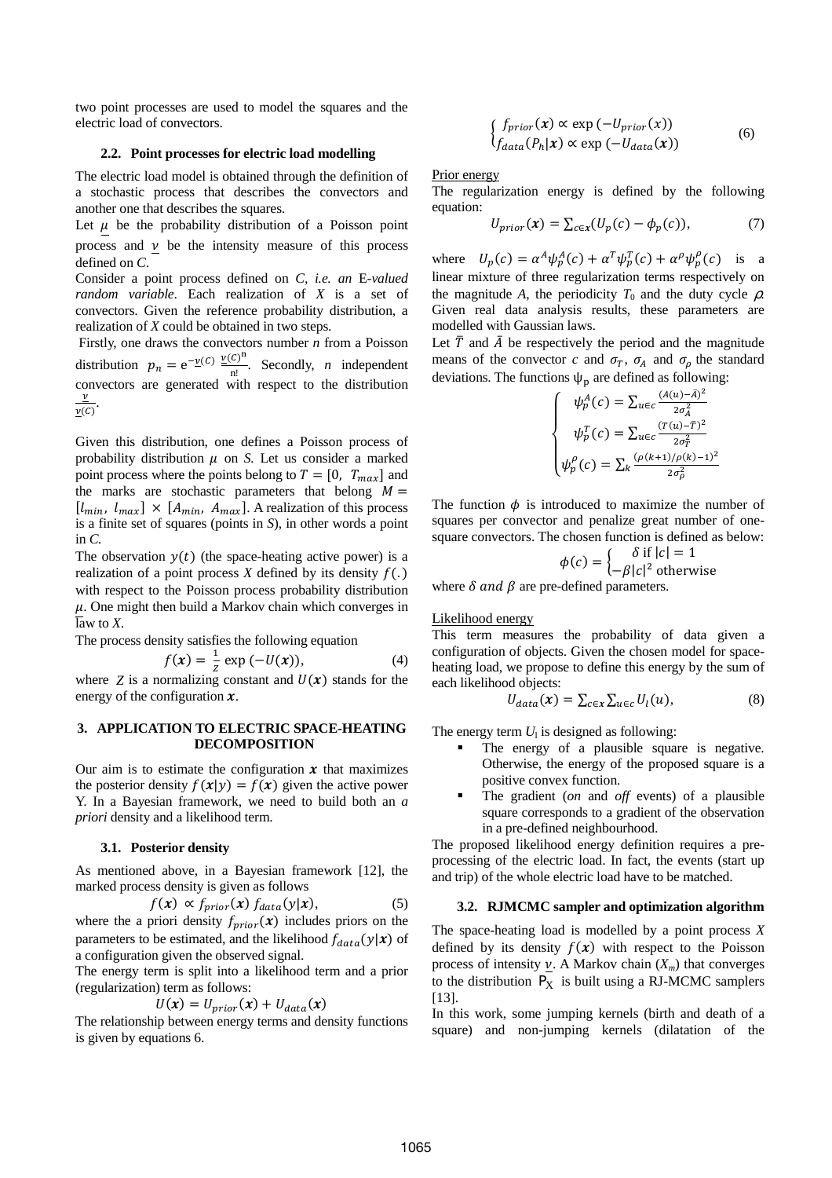two point processes are used to model the squares and the electric load of convectors.

### 2.2. Point processes for electric load modelling

The electric load model is obtained through the definition of a stochastic process that describes the convectors and another one that describes the squares.

Let $\underline{\mu}$ be the probability distribution of a Poisson point process and $\underline{\nu}$ be the intensity measure of this process defined on *C*.

Consider a point process defined on *C*, *i.e. an* E*-valued random variable*. Each realization of *X* is a set of convectors. Given the reference probability distribution, a realization of *X* could be obtained in two steps.

Firstly, one draws the convectors number *n* from a Poisson distribution $p_n = e^{-\underline{\nu}(C)} \frac{\underline{\nu}(C)^n}{n!}$. Secondly, *n* independent convectors are generated with respect to the distribution $\frac{\underline{\nu}}{\underline{\nu}(C)}$.

Given this distribution, one defines a Poisson process of probability distribution $\mu$ on *S*. Let us consider a marked point process where the points belong to $T = [0, \ T_{max}]$ and the marks are stochastic parameters that belong $M = [l_{min}, \ l_{max}] \times [A_{min}, \ A_{max}]$. A realization of this process is a finite set of squares (points in *S*), in other words a point in *C*.

The observation $y(t)$ (the space-heating active power) is a realization of a point process *X* defined by its density $f(.)$ with respect to the Poisson process probability distribution $\mu$. One might then build a Markov chain which converges in law to *X*.

The process density satisfies the following equation

$$f(\boldsymbol{x}) = \frac{1}{Z} \exp(-U(\boldsymbol{x})), \tag{4}$$

where $Z$ is a normalizing constant and $U(\boldsymbol{x})$ stands for the energy of the configuration $\boldsymbol{x}$.

## 3. APPLICATION TO ELECTRIC SPACE-HEATING DECOMPOSITION

Our aim is to estimate the configuration $\boldsymbol{x}$ that maximizes the posterior density $f(\boldsymbol{x}|y) = f(\boldsymbol{x})$ given the active power Y. In a Bayesian framework, we need to build both an *a priori* density and a likelihood term.

### 3.1. Posterior density

As mentioned above, in a Bayesian framework [12], the marked process density is given as follows

$$f(\boldsymbol{x}) \propto f_{prior}(\boldsymbol{x})\, f_{data}(y|\boldsymbol{x}), \tag{5}$$

where the a priori density $f_{prior}(\boldsymbol{x})$ includes priors on the parameters to be estimated, and the likelihood $f_{data}(y|\boldsymbol{x})$ of a configuration given the observed signal.

The energy term is split into a likelihood term and a prior (regularization) term as follows:

$$U(\boldsymbol{x}) = U_{prior}(\boldsymbol{x}) + U_{data}(\boldsymbol{x})$$

The relationship between energy terms and density functions is given by equations 6.

$$\begin{cases} f_{prior}(\boldsymbol{x}) \propto \exp(-U_{prior}(x)) \\ f_{data}(P_h|\boldsymbol{x}) \propto \exp(-U_{data}(\boldsymbol{x})) \end{cases} \tag{6}$$

<u>Prior energy</u>

The regularization energy is defined by the following equation:

$$U_{prior}(\boldsymbol{x}) = \sum_{c \in \boldsymbol{x}} (U_p(c) - \phi_p(c)), \tag{7}$$

where $U_p(c) = \alpha^A \psi_p^A(c) + \alpha^T \psi_p^T(c) + \alpha^\rho \psi_p^\rho(c)$ is a linear mixture of three regularization terms respectively on the magnitude *A*, the periodicity $T_0$ and the duty cycle $\rho$. Given real data analysis results, these parameters are modelled with Gaussian laws.

Let $\bar{T}$ and $\bar{A}$ be respectively the period and the magnitude means of the convector *c* and $\sigma_T$, $\sigma_A$ and $\sigma_\rho$ the standard deviations. The functions $\psi_p$ are defined as following:

$$\begin{cases} \psi_p^A(c) = \sum_{u \in c} \frac{(A(u) - \bar{A})^2}{2\sigma_A^2} \\ \psi_p^T(c) = \sum_{u \in c} \frac{(T(u) - \bar{T})^2}{2\sigma_T^2} \\ \psi_p^\rho(c) = \sum_k \frac{(\rho(k+1)/\rho(k) - 1)^2}{2\sigma_\rho^2} \end{cases}$$

The function $\phi$ is introduced to maximize the number of squares per convector and penalize great number of one-square convectors. The chosen function is defined as below:

$$\phi(c) = \begin{cases} \delta \text{ if } |c| = 1 \\ -\beta|c|^2 \text{ otherwise} \end{cases}$$

where $\delta$ *and* $\beta$ are pre-defined parameters.

<u>Likelihood energy</u>

This term measures the probability of data given a configuration of objects. Given the chosen model for space-heating load, we propose to define this energy by the sum of each likelihood objects:

$$U_{data}(\boldsymbol{x}) = \sum_{c \in \boldsymbol{x}} \sum_{u \in c} U_l(u), \tag{8}$$

The energy term $U_l$ is designed as following:

- The energy of a plausible square is negative. Otherwise, the energy of the proposed square is a positive convex function.
- The gradient (*on* and *off* events) of a plausible square corresponds to a gradient of the observation in a pre-defined neighbourhood.

The proposed likelihood energy definition requires a pre-processing of the electric load. In fact, the events (start up and trip) of the whole electric load have to be matched.

### 3.2. RJMCMC sampler and optimization algorithm

The space-heating load is modelled by a point process *X* defined by its density $f(\boldsymbol{x})$ with respect to the Poisson process of intensity $\underline{\nu}$. A Markov chain ($X_m$) that converges to the distribution $P_X$ is built using a RJ-MCMC samplers [13].

In this work, some jumping kernels (birth and death of a square) and non-jumping kernels (dilatation of the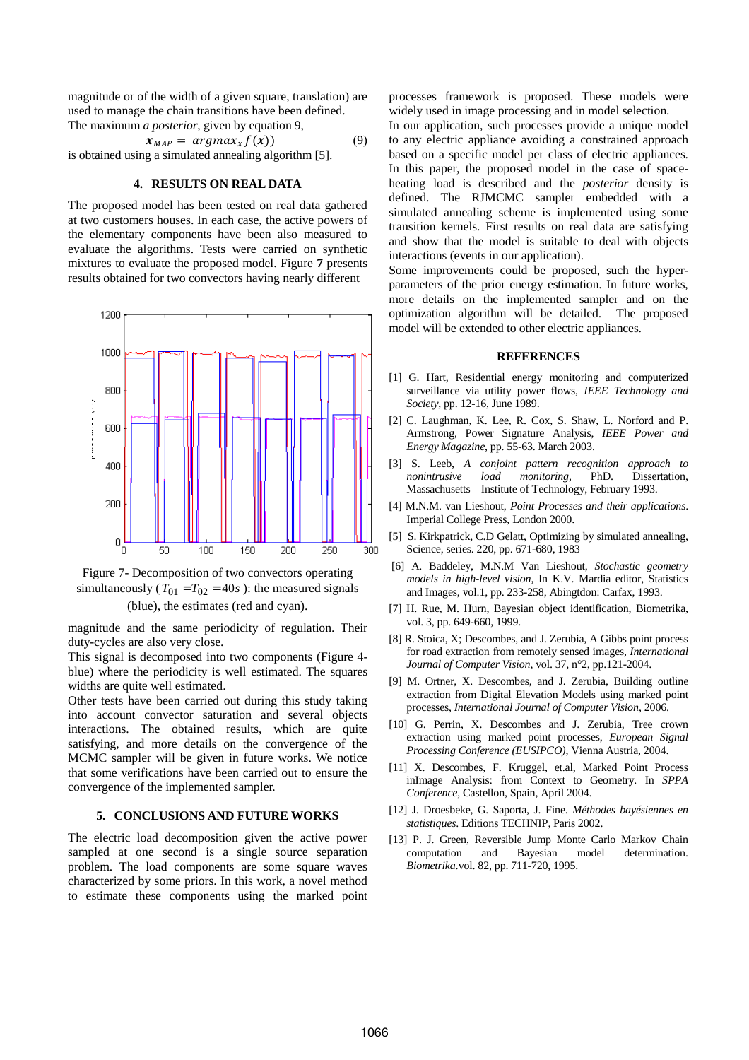magnitude or of the width of a given square, translation) are used to manage the chain transitions have been defined.

The maximum *a posterior*, given by equation 9,

$$\boldsymbol{x}_{MAP} = argmax_{\boldsymbol{x}} f(\boldsymbol{x}) \quad (9)$$

is obtained using a simulated annealing algorithm [5].

## 4. RESULTS ON REAL DATA

The proposed model has been tested on real data gathered at two customers houses. In each case, the active powers of the elementary components have been also measured to evaluate the algorithms. Tests were carried on synthetic mixtures to evaluate the proposed model. Figure **7** presents results obtained for two convectors having nearly different

1200
1000
800
600
400
200
0
0 50 100 150 200 250 300

Figure 7- Decomposition of two convectors operating simultaneously ($T_{01} = T_{02} = 40s$ ): the measured signals (blue), the estimates (red and cyan).

magnitude and the same periodicity of regulation. Their duty-cycles are also very close.

This signal is decomposed into two components (Figure 4-blue) where the periodicity is well estimated. The squares widths are quite well estimated.

Other tests have been carried out during this study taking into account convector saturation and several objects interactions. The obtained results, which are quite satisfying, and more details on the convergence of the MCMC sampler will be given in future works. We notice that some verifications have been carried out to ensure the convergence of the implemented sampler.

## 5. CONCLUSIONS AND FUTURE WORKS

The electric load decomposition given the active power sampled at one second is a single source separation problem. The load components are some square waves characterized by some priors. In this work, a novel method to estimate these components using the marked point processes framework is proposed. These models were widely used in image processing and in model selection.

In our application, such processes provide a unique model to any electric appliance avoiding a constrained approach based on a specific model per class of electric appliances. In this paper, the proposed model in the case of space-heating load is described and the *posterior* density is defined. The RJMCMC sampler embedded with a simulated annealing scheme is implemented using some transition kernels. First results on real data are satisfying and show that the model is suitable to deal with objects interactions (events in our application).

Some improvements could be proposed, such the hyper-parameters of the prior energy estimation. In future works, more details on the implemented sampler and on the optimization algorithm will be detailed. The proposed model will be extended to other electric appliances.

## REFERENCES

[1] G. Hart, Residential energy monitoring and computerized surveillance via utility power flows, *IEEE Technology and Society*, pp. 12-16, June 1989.

[2] C. Laughman, K. Lee, R. Cox, S. Shaw, L. Norford and P. Armstrong, Power Signature Analysis, *IEEE Power and Energy Magazine*, pp. 55-63. March 2003.

[3] S. Leeb, *A conjoint pattern recognition approach to nonintrusive load monitoring*, PhD. Dissertation, Massachusetts Institute of Technology, February 1993.

[4] M.N.M. van Lieshout, *Point Processes and their applications*. Imperial College Press, London 2000.

[5] S. Kirkpatrick, C.D Gelatt, Optimizing by simulated annealing, Science, series. 220, pp. 671-680, 1983

[6] A. Baddeley, M.N.M Van Lieshout, *Stochastic geometry models in high-level vision*, In K.V. Mardia editor, Statistics and Images, vol.1, pp. 233-258, Abingtdon: Carfax, 1993.

[7] H. Rue, M. Hurn, Bayesian object identification, Biometrika, vol. 3, pp. 649-660, 1999.

[8] R. Stoica, X; Descombes, and J. Zerubia, A Gibbs point process for road extraction from remotely sensed images, *International Journal of Computer Vision*, vol. 37, n°2, pp.121-2004.

[9] M. Ortner, X. Descombes, and J. Zerubia, Building outline extraction from Digital Elevation Models using marked point processes, *International Journal of Computer Vision*, 2006.

[10] G. Perrin, X. Descombes and J. Zerubia, Tree crown extraction using marked point processes, *European Signal Processing Conference (EUSIPCO)*, Vienna Austria, 2004.

[11] X. Descombes, F. Kruggel, et.al, Marked Point Process inImage Analysis: from Context to Geometry. In *SPPA Conference*, Castellon, Spain, April 2004.

[12] J. Droesbeke, G. Saporta, J. Fine. *Méthodes bayésiennes en statistiques*. Editions TECHNIP, Paris 2002.

[13] P. J. Green, Reversible Jump Monte Carlo Markov Chain computation and Bayesian model determination. *Biometrika*.vol. 82, pp. 711-720, 1995.